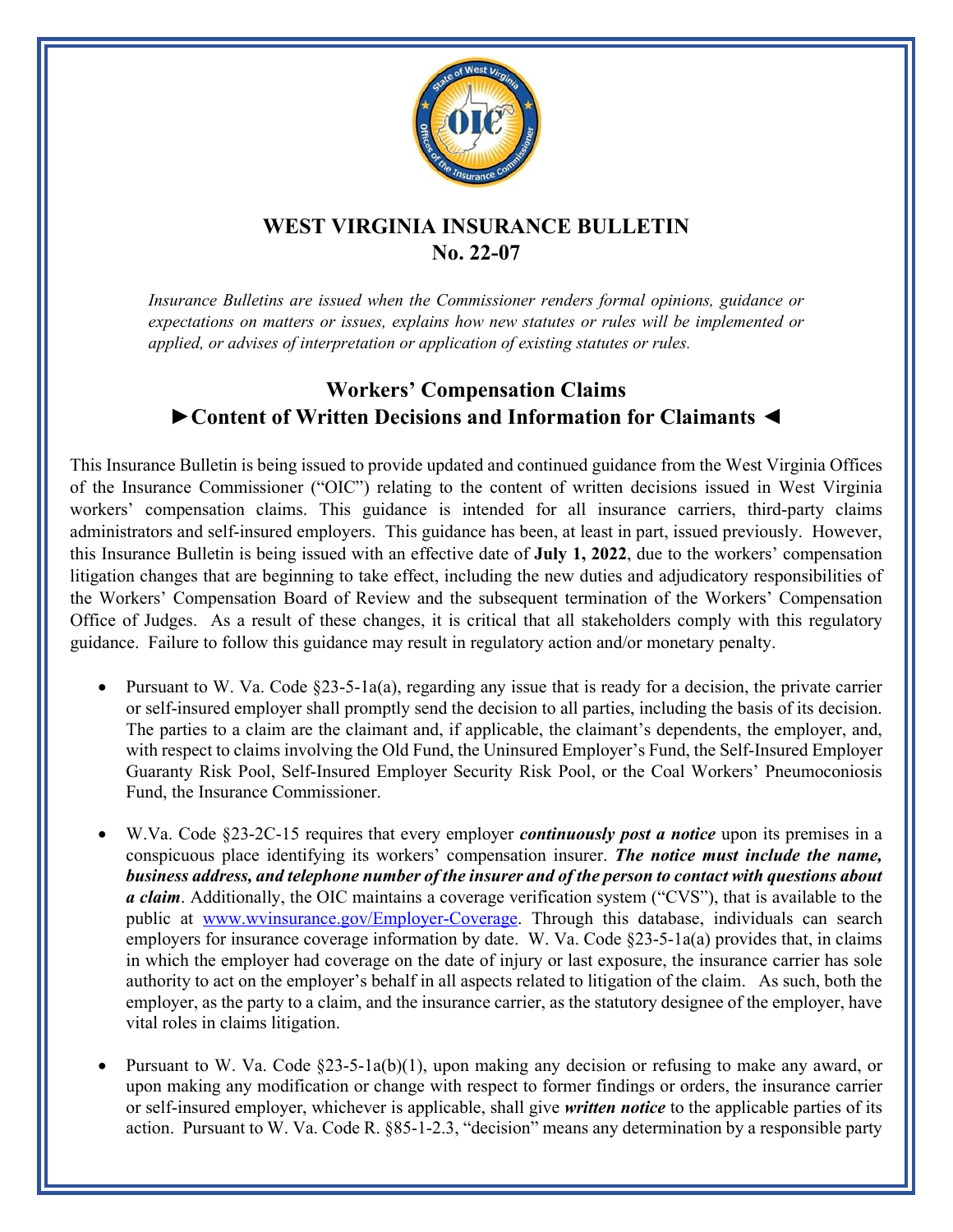# WEST VIRGINIA INSURANCE BULLETIN
# No. 22-07

*Insurance Bulletins are issued when the Commissioner renders formal opinions, guidance or expectations on matters or issues, explains how new statutes or rules will be implemented or applied, or advises of interpretation or application of existing statutes or rules.*

## Workers' Compensation Claims
## ►Content of Written Decisions and Information for Claimants ◄

This Insurance Bulletin is being issued to provide updated and continued guidance from the West Virginia Offices of the Insurance Commissioner ("OIC") relating to the content of written decisions issued in West Virginia workers' compensation claims. This guidance is intended for all insurance carriers, third-party claims administrators and self-insured employers. This guidance has been, at least in part, issued previously. However, this Insurance Bulletin is being issued with an effective date of **July 1, 2022**, due to the workers' compensation litigation changes that are beginning to take effect, including the new duties and adjudicatory responsibilities of the Workers' Compensation Board of Review and the subsequent termination of the Workers' Compensation Office of Judges. As a result of these changes, it is critical that all stakeholders comply with this regulatory guidance. Failure to follow this guidance may result in regulatory action and/or monetary penalty.

- Pursuant to W. Va. Code §23-5-1a(a), regarding any issue that is ready for a decision, the private carrier or self-insured employer shall promptly send the decision to all parties, including the basis of its decision. The parties to a claim are the claimant and, if applicable, the claimant's dependents, the employer, and, with respect to claims involving the Old Fund, the Uninsured Employer's Fund, the Self-Insured Employer Guaranty Risk Pool, Self-Insured Employer Security Risk Pool, or the Coal Workers' Pneumoconiosis Fund, the Insurance Commissioner.

- W.Va. Code §23-2C-15 requires that every employer ***continuously post a notice*** upon its premises in a conspicuous place identifying its workers' compensation insurer. ***The notice must include the name, business address, and telephone number of the insurer and of the person to contact with questions about a claim***. Additionally, the OIC maintains a coverage verification system ("CVS"), that is available to the public at [www.wvinsurance.gov/Employer-Coverage](www.wvinsurance.gov/Employer-Coverage). Through this database, individuals can search employers for insurance coverage information by date. W. Va. Code §23-5-1a(a) provides that, in claims in which the employer had coverage on the date of injury or last exposure, the insurance carrier has sole authority to act on the employer's behalf in all aspects related to litigation of the claim. As such, both the employer, as the party to a claim, and the insurance carrier, as the statutory designee of the employer, have vital roles in claims litigation.

- Pursuant to W. Va. Code §23-5-1a(b)(1), upon making any decision or refusing to make any award, or upon making any modification or change with respect to former findings or orders, the insurance carrier or self-insured employer, whichever is applicable, shall give ***written notice*** to the applicable parties of its action. Pursuant to W. Va. Code R. §85-1-2.3, "decision" means any determination by a responsible party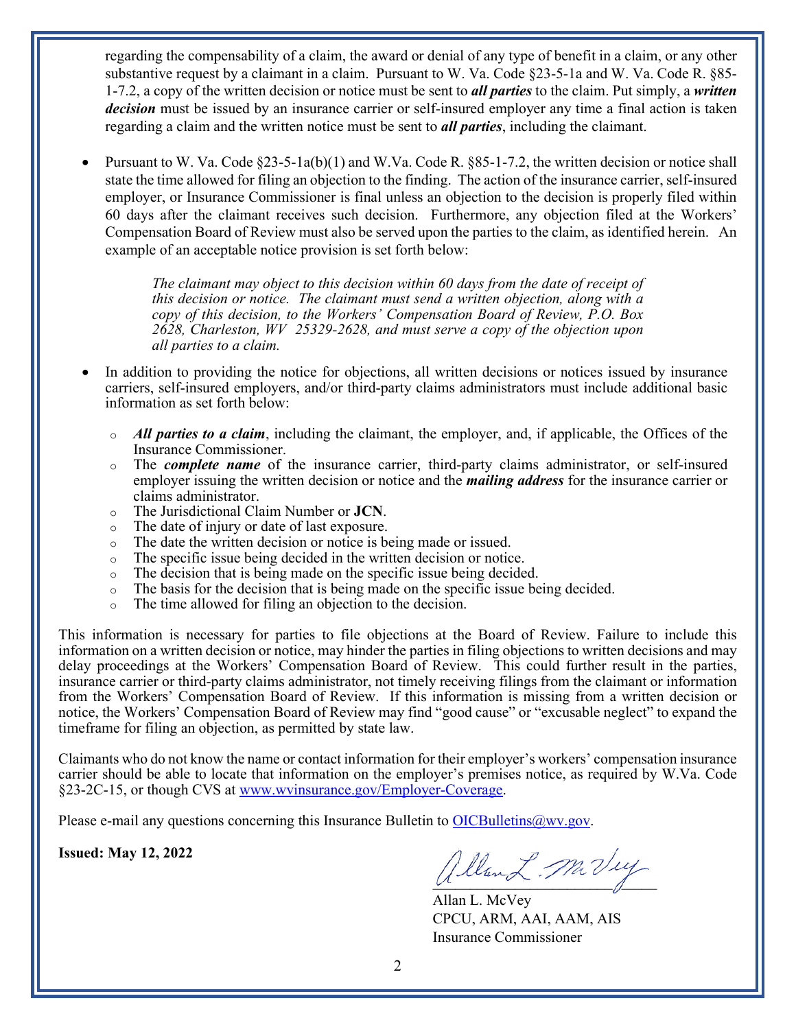regarding the compensability of a claim, the award or denial of any type of benefit in a claim, or any other substantive request by a claimant in a claim. Pursuant to W. Va. Code §23-5-1a and W. Va. Code R. §85-1-7.2, a copy of the written decision or notice must be sent to ***all parties*** to the claim. Put simply, a ***written decision*** must be issued by an insurance carrier or self-insured employer any time a final action is taken regarding a claim and the written notice must be sent to ***all parties***, including the claimant.

- Pursuant to W. Va. Code §23-5-1a(b)(1) and W.Va. Code R. §85-1-7.2, the written decision or notice shall state the time allowed for filing an objection to the finding. The action of the insurance carrier, self-insured employer, or Insurance Commissioner is final unless an objection to the decision is properly filed within 60 days after the claimant receives such decision. Furthermore, any objection filed at the Workers' Compensation Board of Review must also be served upon the parties to the claim, as identified herein. An example of an acceptable notice provision is set forth below:

  > *The claimant may object to this decision within 60 days from the date of receipt of this decision or notice. The claimant must send a written objection, along with a copy of this decision, to the Workers' Compensation Board of Review, P.O. Box 2628, Charleston, WV 25329-2628, and must serve a copy of the objection upon all parties to a claim.*

- In addition to providing the notice for objections, all written decisions or notices issued by insurance carriers, self-insured employers, and/or third-party claims administrators must include additional basic information as set forth below:
  - ***All parties to a claim***, including the claimant, the employer, and, if applicable, the Offices of the Insurance Commissioner.
  - The ***complete name*** of the insurance carrier, third-party claims administrator, or self-insured employer issuing the written decision or notice and the ***mailing address*** for the insurance carrier or claims administrator.
  - The Jurisdictional Claim Number or **JCN**.
  - The date of injury or date of last exposure.
  - The date the written decision or notice is being made or issued.
  - The specific issue being decided in the written decision or notice.
  - The decision that is being made on the specific issue being decided.
  - The basis for the decision that is being made on the specific issue being decided.
  - The time allowed for filing an objection to the decision.

This information is necessary for parties to file objections at the Board of Review. Failure to include this information on a written decision or notice, may hinder the parties in filing objections to written decisions and may delay proceedings at the Workers' Compensation Board of Review. This could further result in the parties, insurance carrier or third-party claims administrator, not timely receiving filings from the claimant or information from the Workers' Compensation Board of Review. If this information is missing from a written decision or notice, the Workers' Compensation Board of Review may find "good cause" or "excusable neglect" to expand the timeframe for filing an objection, as permitted by state law.

Claimants who do not know the name or contact information for their employer's workers' compensation insurance carrier should be able to locate that information on the employer's premises notice, as required by W.Va. Code §23-2C-15, or though CVS at www.wvinsurance.gov/Employer-Coverage.

Please e-mail any questions concerning this Insurance Bulletin to OICBulletins@wv.gov.

**Issued: May 12, 2022**

Allan L. McVey
CPCU, ARM, AAI, AAM, AIS
Insurance Commissioner